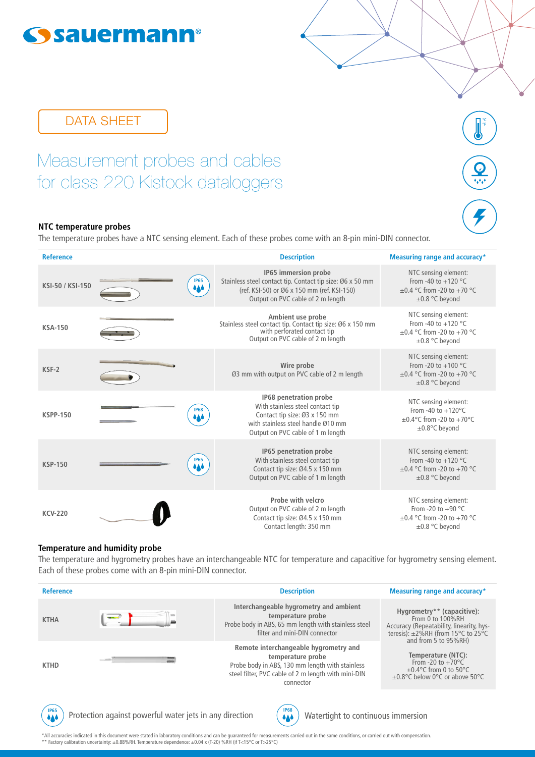DATA SHEET

# Measurement probes and cables for class 220 Kistock dataloggers

## NTC temperature probes

The temperature probes have a NTC sensing element. Each of these probes come with an 8-pin mini-DIN connector.

| Reference | Description | Measuring range and accuracy* |
|---|---|---|
| KSI-50 / KSI-150 (IP65) | **IP65 immersion probe**<br>Stainless steel contact tip. Contact tip size: Ø6 x 50 mm (ref. KSI-50) or Ø6 x 150 mm (ref. KSI-150)<br>Output on PVC cable of 2 m length | NTC sensing element:<br>From -40 to +120 °C<br>±0.4 °C from -20 to +70 °C<br>±0.8 °C beyond |
| KSA-150 | **Ambient use probe**<br>Stainless steel contact tip. Contact tip size: Ø6 x 150 mm with perforated contact tip<br>Output on PVC cable of 2 m length | NTC sensing element:<br>From -40 to +120 °C<br>±0.4 °C from -20 to +70 °C<br>±0.8 °C beyond |
| KSF-2 | **Wire probe**<br>Ø3 mm with output on PVC cable of 2 m length | NTC sensing element:<br>From -20 to +100 °C<br>±0.4 °C from -20 to +70 °C<br>±0.8 °C beyond |
| KSPP-150 (IP68) | **IP68 penetration probe**<br>With stainless steel contact tip<br>Contact tip size: Ø3 x 150 mm<br>with stainless steel handle Ø10 mm<br>Output on PVC cable of 1 m length | NTC sensing element:<br>From -40 to +120°C<br>±0.4°C from -20 to +70°C<br>±0.8°C beyond |
| KSP-150 (IP65) | **IP65 penetration probe**<br>With stainless steel contact tip<br>Contact tip size: Ø4.5 x 150 mm<br>Output on PVC cable of 1 m length | NTC sensing element:<br>From -40 to +120 °C<br>±0.4 °C from -20 to +70 °C<br>±0.8 °C beyond |
| KCV-220 | **Probe with velcro**<br>Output on PVC cable of 2 m length<br>Contact tip size: Ø4.5 x 150 mm<br>Contact length: 350 mm | NTC sensing element:<br>From -20 to +90 °C<br>±0.4 °C from -20 to +70 °C<br>±0.8 °C beyond |

## Temperature and humidity probe

The temperature and hygrometry probes have an interchangeable NTC for temperature and capacitive for hygrometry sensing element. Each of these probes come with an 8-pin mini-DIN connector.

| Reference | Description | Measuring range and accuracy* |
|---|---|---|
| KTHA | **Interchangeable hygrometry and ambient temperature probe**<br>Probe body in ABS, 65 mm length with stainless steel filter and mini-DIN connector | **Hygrometry** (capacitive):**<br>From 0 to 100%RH<br>Accuracy (Repeatability, linearity, hysteresis): ±2%RH (from 15°C to 25°C and from 5 to 95%RH)<br><br>**Temperature (NTC):**<br>From -20 to +70°C<br>±0.4°C from 0 to 50°C<br>±0.8°C below 0°C or above 50°C |
| KTHD | **Remote interchangeable hygrometry and temperature probe**<br>Probe body in ABS, 130 mm length with stainless steel filter, PVC cable of 2 m length with mini-DIN connector | |

IP65: Protection against powerful water jets in any direction

IP68: Watertight to continuous immersion

*All accuracies indicated in this document were stated in laboratory conditions and can be guaranteed for measurements carried out in the same conditions, or carried out with compensation.
** Factory calibration uncertainty: ±0.88%RH. Temperature dependence: ±0.04 x (T-20) %RH (if T<15°C or T>25°C)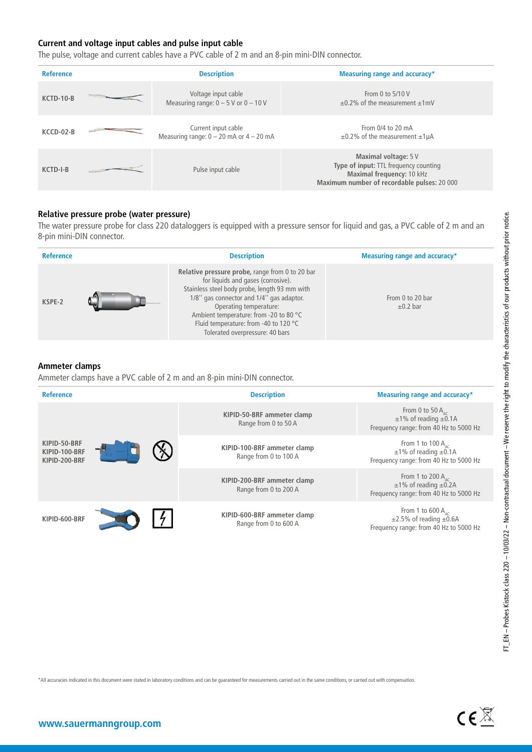### Current and voltage input cables and pulse input cable

The pulse, voltage and current cables have a PVC cable of 2 m and an 8-pin mini-DIN connector.

| Reference | Description | Measuring range and accuracy* |
|---|---|---|
| KCTD-10-B | Voltage input cable<br>Measuring range: 0 – 5 V or 0 – 10 V | From 0 to 5/10 V<br>±0.2% of the measurement ±1mV |
| KCCD-02-B | Current input cable<br>Measuring range: 0 – 20 mA or 4 – 20 mA | From 0/4 to 20 mA<br>±0.2% of the measurement ±1µA |
| KCTD-I-B | Pulse input cable | **Maximal voltage:** 5 V<br>**Type of input:** TTL frequency counting<br>**Maximal frequency:** 10 kHz<br>**Maximum number of recordable pulses:** 20 000 |

### Relative pressure probe (water pressure)

The water pressure probe for class 220 dataloggers is equipped with a pressure sensor for liquid and gas, a PVC cable of 2 m and an 8-pin mini-DIN connector.

| Reference | Description | Measuring range and accuracy* |
|---|---|---|
| KSPE-2 | **Relative pressure probe,** range from 0 to 20 bar for liquids and gases (corrosive).<br>Stainless steel body probe, length 93 mm with 1/8'' gas connector and 1/4'' gas adaptor.<br>Operating temperature:<br>Ambient temperature: from -20 to 80 °C<br>Fluid temperature: from -40 to 120 °C<br>Tolerated overpressure: 40 bars | From 0 to 20 bar<br>±0.2 bar |

### Ammeter clamps

Ammeter clamps have a PVC cable of 2 m and an 8-pin mini-DIN connector.

| Reference | Description | Measuring range and accuracy* |
|---|---|---|
| KIPID-50-BRF<br>KIPID-100-BRF<br>KIPID-200-BRF | **KIPID-50-BRF ammeter clamp**<br>Range from 0 to 50 A | From 0 to 50 $A_{AC}$<br>±1% of reading ±0.1A<br>Frequency range: from 40 Hz to 5000 Hz |
| | **KIPID-100-BRF ammeter clamp**<br>Range from 0 to 100 A | From 1 to 100 $A_{AC}$<br>±1% of reading ±0.1A<br>Frequency range: from 40 Hz to 5000 Hz |
| | **KIPID-200-BRF ammeter clamp**<br>Range from 0 to 200 A | From 1 to 200 $A_{AC}$<br>±1% of reading ±0.2A<br>Frequency range: from 40 Hz to 5000 Hz |
| KIPID-600-BRF | **KIPID-600-BRF ammeter clamp**<br>Range from 0 to 600 A | From 1 to 600 $A_{AC}$<br>±2.5% of reading ±0.6A<br>Frequency range: from 40 Hz to 5000 Hz |

*All accuracies indicated in this document were stated in laboratory conditions and can be guaranteed for measurements carried out in the same conditions, or carried out with compensation.

FT_EN – Probes Kistock class 220 – 10/03/22 – Non-contractual document – We reserve the right to modify the characteristics of our products without prior notice.

www.sauermanngroup.com